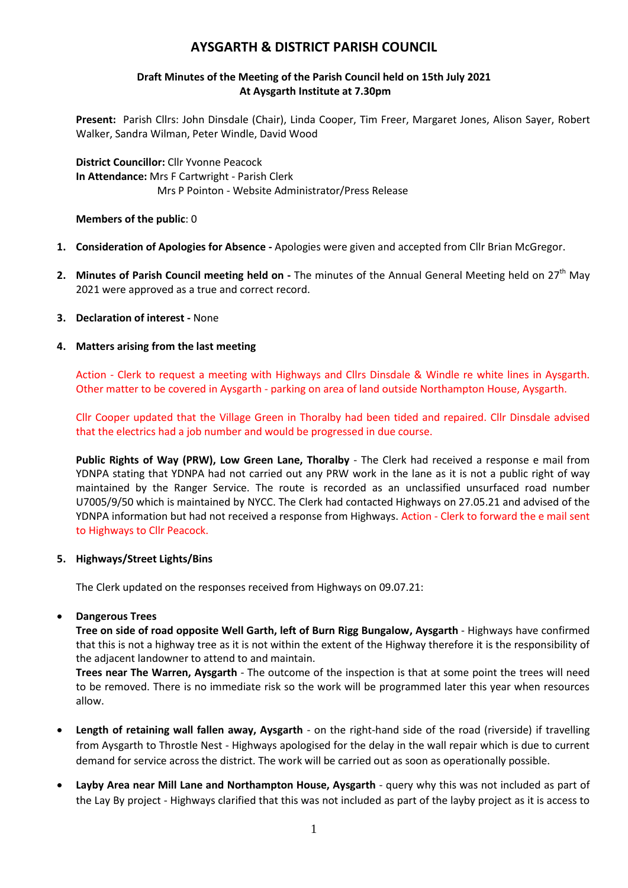# AYSGARTH & DISTRICT PARISH COUNCIL

**Draft Minutes of the Meeting of the Parish Council held on 15th July 2021**
**At Aysgarth Institute at 7.30pm**

**Present:** Parish Cllrs: John Dinsdale (Chair), Linda Cooper, Tim Freer, Margaret Jones, Alison Sayer, Robert Walker, Sandra Wilman, Peter Windle, David Wood

**District Councillor:** Cllr Yvonne Peacock
**In Attendance:** Mrs F Cartwright - Parish Clerk
Mrs P Pointon - Website Administrator/Press Release

**Members of the public**: 0

1. **Consideration of Apologies for Absence -** Apologies were given and accepted from Cllr Brian McGregor.

2. **Minutes of Parish Council meeting held on -** The minutes of the Annual General Meeting held on 27th May 2021 were approved as a true and correct record.

3. **Declaration of interest -** None

4. **Matters arising from the last meeting**

   Action - Clerk to request a meeting with Highways and Cllrs Dinsdale & Windle re white lines in Aysgarth. Other matter to be covered in Aysgarth - parking on area of land outside Northampton House, Aysgarth.

   Cllr Cooper updated that the Village Green in Thoralby had been tided and repaired. Cllr Dinsdale advised that the electrics had a job number and would be progressed in due course.

   **Public Rights of Way (PRW), Low Green Lane, Thoralby** - The Clerk had received a response e mail from YDNPA stating that YDNPA had not carried out any PRW work in the lane as it is not a public right of way maintained by the Ranger Service. The route is recorded as an unclassified unsurfaced road number U7005/9/50 which is maintained by NYCC. The Clerk had contacted Highways on 27.05.21 and advised of the YDNPA information but had not received a response from Highways. Action - Clerk to forward the e mail sent to Highways to Cllr Peacock.

5. **Highways/Street Lights/Bins**

   The Clerk updated on the responses received from Highways on 09.07.21:

- **Dangerous Trees**
  **Tree on side of road opposite Well Garth, left of Burn Rigg Bungalow, Aysgarth** - Highways have confirmed that this is not a highway tree as it is not within the extent of the Highway therefore it is the responsibility of the adjacent landowner to attend to and maintain.
  **Trees near The Warren, Aysgarth** - The outcome of the inspection is that at some point the trees will need to be removed. There is no immediate risk so the work will be programmed later this year when resources allow.

- **Length of retaining wall fallen away, Aysgarth** - on the right-hand side of the road (riverside) if travelling from Aysgarth to Throstle Nest - Highways apologised for the delay in the wall repair which is due to current demand for service across the district. The work will be carried out as soon as operationally possible.

- **Layby Area near Mill Lane and Northampton House, Aysgarth** - query why this was not included as part of the Lay By project - Highways clarified that this was not included as part of the layby project as it is access to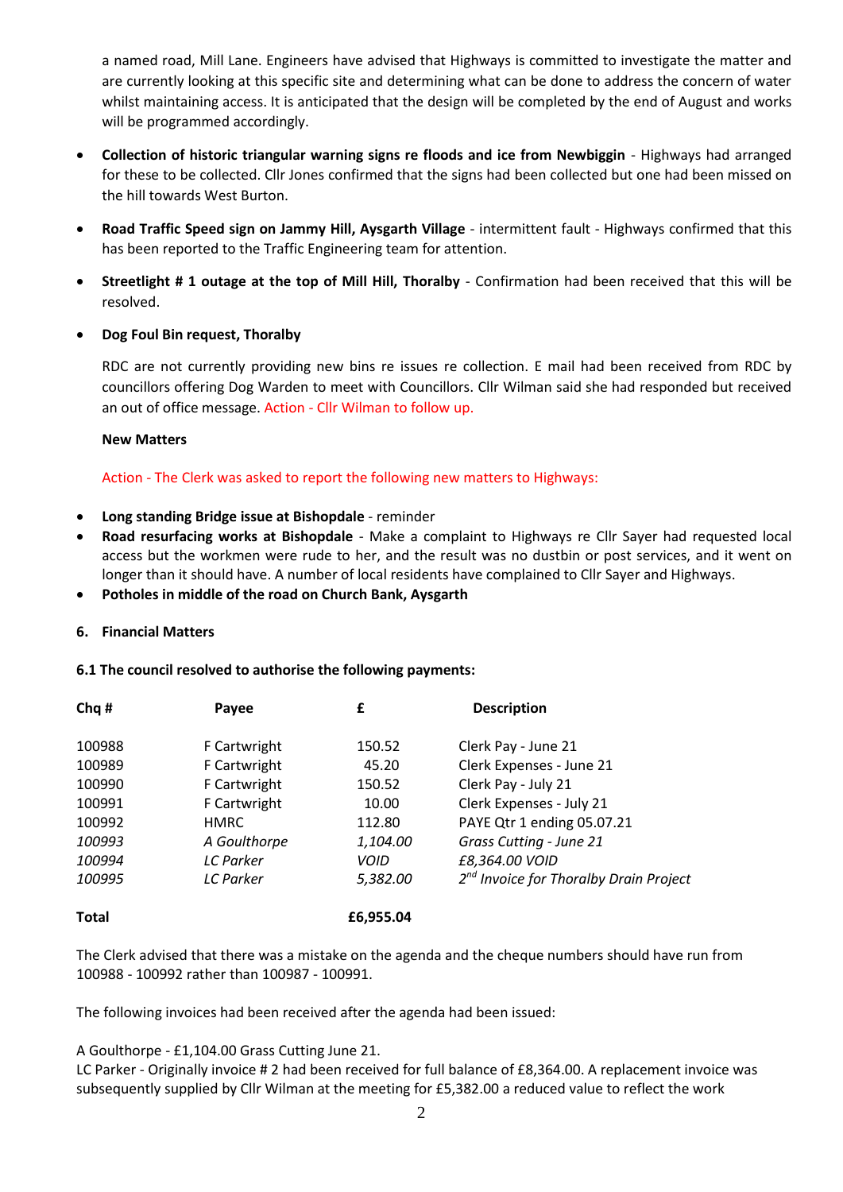a named road, Mill Lane. Engineers have advised that Highways is committed to investigate the matter and are currently looking at this specific site and determining what can be done to address the concern of water whilst maintaining access. It is anticipated that the design will be completed by the end of August and works will be programmed accordingly.

- **Collection of historic triangular warning signs re floods and ice from Newbiggin** - Highways had arranged for these to be collected. Cllr Jones confirmed that the signs had been collected but one had been missed on the hill towards West Burton.

- **Road Traffic Speed sign on Jammy Hill, Aysgarth Village** - intermittent fault - Highways confirmed that this has been reported to the Traffic Engineering team for attention.

- **Streetlight # 1 outage at the top of Mill Hill, Thoralby** - Confirmation had been received that this will be resolved.

- **Dog Foul Bin request, Thoralby**

  RDC are not currently providing new bins re issues re collection. E mail had been received from RDC by councillors offering Dog Warden to meet with Councillors. Cllr Wilman said she had responded but received an out of office message. Action - Cllr Wilman to follow up.

  **New Matters**

  Action - The Clerk was asked to report the following new matters to Highways:

- **Long standing Bridge issue at Bishopdale** - reminder
- **Road resurfacing works at Bishopdale** - Make a complaint to Highways re Cllr Sayer had requested local access but the workmen were rude to her, and the result was no dustbin or post services, and it went on longer than it should have. A number of local residents have complained to Cllr Sayer and Highways.
- **Potholes in middle of the road on Church Bank, Aysgarth**

## 6. Financial Matters

**6.1 The council resolved to authorise the following payments:**

| Chq # | Payee | £ | Description |
|---|---|---|---|
| 100988 | F Cartwright | 150.52 | Clerk Pay - June 21 |
| 100989 | F Cartwright | 45.20 | Clerk Expenses - June 21 |
| 100990 | F Cartwright | 150.52 | Clerk Pay - July 21 |
| 100991 | F Cartwright | 10.00 | Clerk Expenses - July 21 |
| 100992 | HMRC | 112.80 | PAYE Qtr 1 ending 05.07.21 |
| *100993* | *A Goulthorpe* | *1,104.00* | *Grass Cutting - June 21* |
| *100994* | *LC Parker* | *VOID* | *£8,364.00 VOID* |
| *100995* | *LC Parker* | *5,382.00* | *2nd Invoice for Thoralby Drain Project* |
| **Total** | | **£6,955.04** | |

The Clerk advised that there was a mistake on the agenda and the cheque numbers should have run from 100988 - 100992 rather than 100987 - 100991.

The following invoices had been received after the agenda had been issued:

A Goulthorpe - £1,104.00 Grass Cutting June 21.
LC Parker - Originally invoice # 2 had been received for full balance of £8,364.00. A replacement invoice was subsequently supplied by Cllr Wilman at the meeting for £5,382.00 a reduced value to reflect the work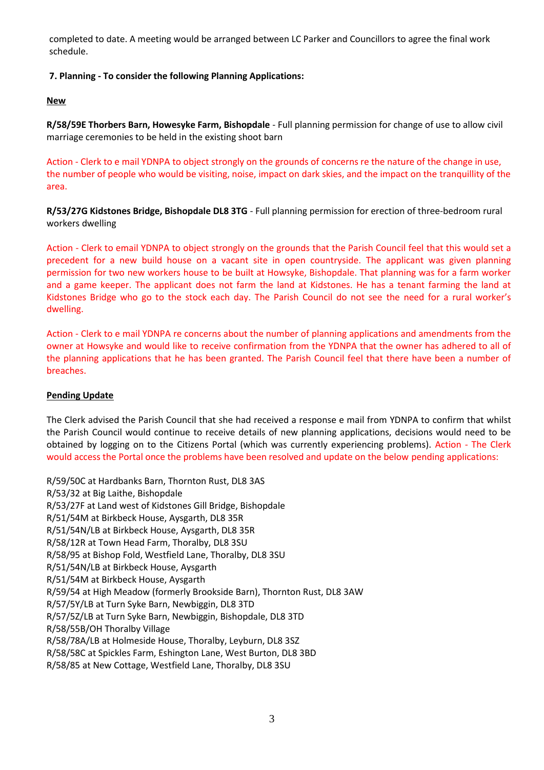completed to date. A meeting would be arranged between LC Parker and Councillors to agree the final work schedule.

**7. Planning - To consider the following Planning Applications:**

**New**

**R/58/59E Thorbers Barn, Howesyke Farm, Bishopdale** - Full planning permission for change of use to allow civil marriage ceremonies to be held in the existing shoot barn

Action - Clerk to e mail YDNPA to object strongly on the grounds of concerns re the nature of the change in use, the number of people who would be visiting, noise, impact on dark skies, and the impact on the tranquillity of the area.

**R/53/27G Kidstones Bridge, Bishopdale DL8 3TG** - Full planning permission for erection of three-bedroom rural workers dwelling

Action - Clerk to email YDNPA to object strongly on the grounds that the Parish Council feel that this would set a precedent for a new build house on a vacant site in open countryside. The applicant was given planning permission for two new workers house to be built at Howsyke, Bishopdale. That planning was for a farm worker and a game keeper. The applicant does not farm the land at Kidstones. He has a tenant farming the land at Kidstones Bridge who go to the stock each day. The Parish Council do not see the need for a rural worker's dwelling.

Action - Clerk to e mail YDNPA re concerns about the number of planning applications and amendments from the owner at Howsyke and would like to receive confirmation from the YDNPA that the owner has adhered to all of the planning applications that he has been granted. The Parish Council feel that there have been a number of breaches.

**Pending Update**

The Clerk advised the Parish Council that she had received a response e mail from YDNPA to confirm that whilst the Parish Council would continue to receive details of new planning applications, decisions would need to be obtained by logging on to the Citizens Portal (which was currently experiencing problems). Action - The Clerk would access the Portal once the problems have been resolved and update on the below pending applications:

R/59/50C at Hardbanks Barn, Thornton Rust, DL8 3AS
R/53/32 at Big Laithe, Bishopdale
R/53/27F at Land west of Kidstones Gill Bridge, Bishopdale
R/51/54M at Birkbeck House, Aysgarth, DL8 35R
R/51/54N/LB at Birkbeck House, Aysgarth, DL8 35R
R/58/12R at Town Head Farm, Thoralby, DL8 3SU
R/58/95 at Bishop Fold, Westfield Lane, Thoralby, DL8 3SU
R/51/54N/LB at Birkbeck House, Aysgarth
R/51/54M at Birkbeck House, Aysgarth
R/59/54 at High Meadow (formerly Brookside Barn), Thornton Rust, DL8 3AW
R/57/5Y/LB at Turn Syke Barn, Newbiggin, DL8 3TD
R/57/5Z/LB at Turn Syke Barn, Newbiggin, Bishopdale, DL8 3TD
R/58/55B/OH Thoralby Village
R/58/78A/LB at Holmeside House, Thoralby, Leyburn, DL8 3SZ
R/58/58C at Spickles Farm, Eshington Lane, West Burton, DL8 3BD
R/58/85 at New Cottage, Westfield Lane, Thoralby, DL8 3SU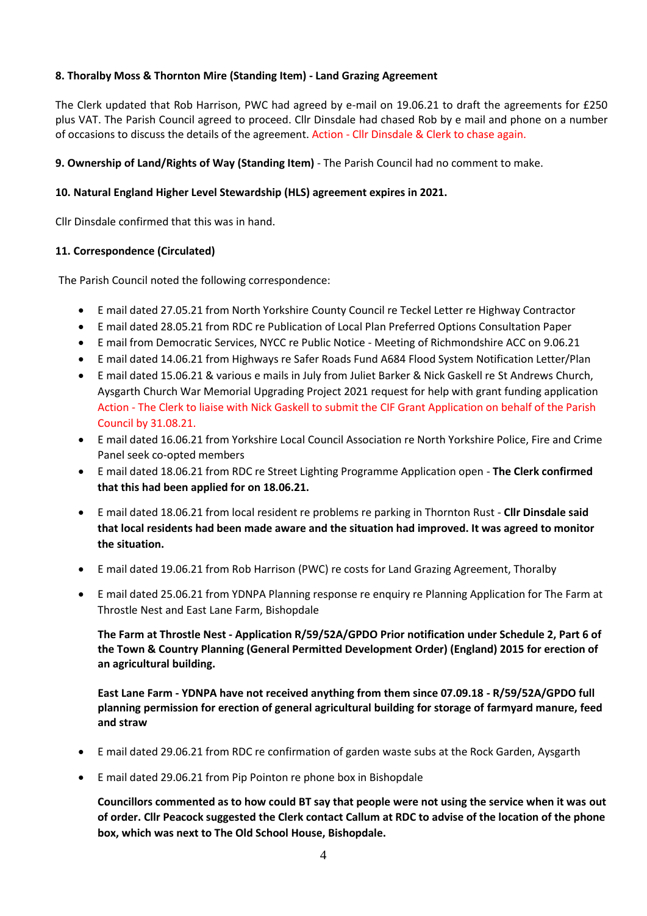**8. Thoralby Moss & Thornton Mire (Standing Item) - Land Grazing Agreement**

The Clerk updated that Rob Harrison, PWC had agreed by e-mail on 19.06.21 to draft the agreements for £250 plus VAT. The Parish Council agreed to proceed. Cllr Dinsdale had chased Rob by e mail and phone on a number of occasions to discuss the details of the agreement. Action - Cllr Dinsdale & Clerk to chase again.

**9. Ownership of Land/Rights of Way (Standing Item)** - The Parish Council had no comment to make.

**10. Natural England Higher Level Stewardship (HLS) agreement expires in 2021.**

Cllr Dinsdale confirmed that this was in hand.

**11. Correspondence (Circulated)**

The Parish Council noted the following correspondence:

- E mail dated 27.05.21 from North Yorkshire County Council re Teckel Letter re Highway Contractor
- E mail dated 28.05.21 from RDC re Publication of Local Plan Preferred Options Consultation Paper
- E mail from Democratic Services, NYCC re Public Notice - Meeting of Richmondshire ACC on 9.06.21
- E mail dated 14.06.21 from Highways re Safer Roads Fund A684 Flood System Notification Letter/Plan
- E mail dated 15.06.21 & various e mails in July from Juliet Barker & Nick Gaskell re St Andrews Church, Aysgarth Church War Memorial Upgrading Project 2021 request for help with grant funding application Action - The Clerk to liaise with Nick Gaskell to submit the CIF Grant Application on behalf of the Parish Council by 31.08.21.
- E mail dated 16.06.21 from Yorkshire Local Council Association re North Yorkshire Police, Fire and Crime Panel seek co-opted members
- E mail dated 18.06.21 from RDC re Street Lighting Programme Application open - **The Clerk confirmed that this had been applied for on 18.06.21.**
- E mail dated 18.06.21 from local resident re problems re parking in Thornton Rust - **Cllr Dinsdale said that local residents had been made aware and the situation had improved. It was agreed to monitor the situation.**
- E mail dated 19.06.21 from Rob Harrison (PWC) re costs for Land Grazing Agreement, Thoralby
- E mail dated 25.06.21 from YDNPA Planning response re enquiry re Planning Application for The Farm at Throstle Nest and East Lane Farm, Bishopdale

  **The Farm at Throstle Nest - Application R/59/52A/GPDO Prior notification under Schedule 2, Part 6 of the Town & Country Planning (General Permitted Development Order) (England) 2015 for erection of an agricultural building.**

  **East Lane Farm - YDNPA have not received anything from them since 07.09.18 - R/59/52A/GPDO full planning permission for erection of general agricultural building for storage of farmyard manure, feed and straw**

- E mail dated 29.06.21 from RDC re confirmation of garden waste subs at the Rock Garden, Aysgarth
- E mail dated 29.06.21 from Pip Pointon re phone box in Bishopdale

  **Councillors commented as to how could BT say that people were not using the service when it was out of order. Cllr Peacock suggested the Clerk contact Callum at RDC to advise of the location of the phone box, which was next to The Old School House, Bishopdale.**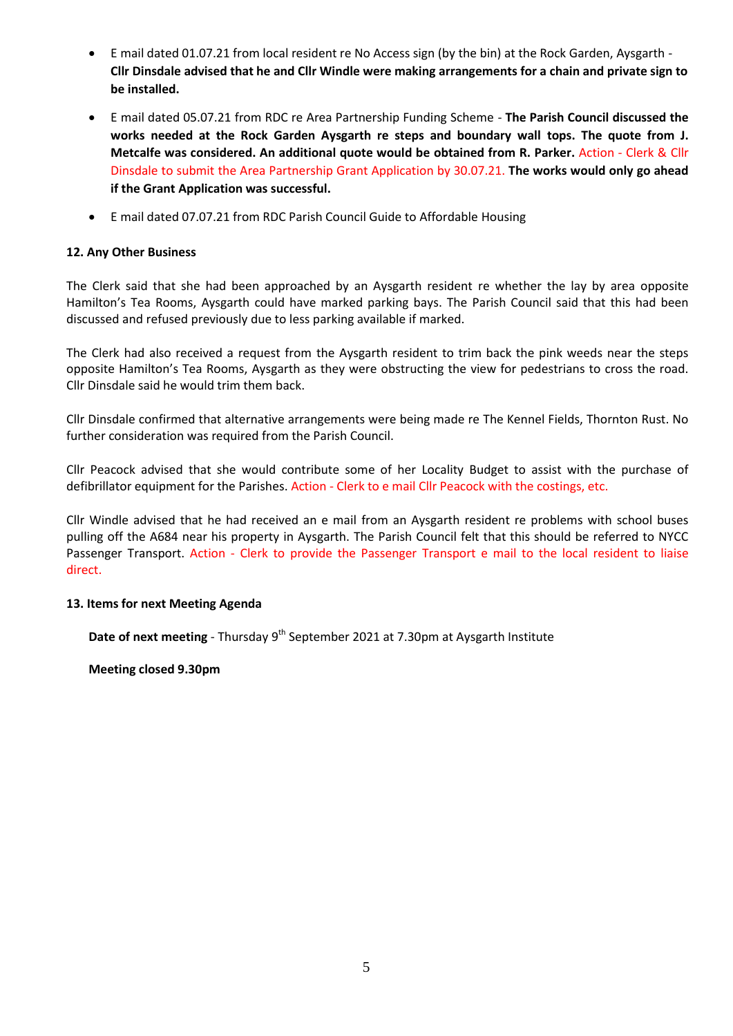- E mail dated 01.07.21 from local resident re No Access sign (by the bin) at the Rock Garden, Aysgarth - **Cllr Dinsdale advised that he and Cllr Windle were making arrangements for a chain and private sign to be installed.**
- E mail dated 05.07.21 from RDC re Area Partnership Funding Scheme - **The Parish Council discussed the works needed at the Rock Garden Aysgarth re steps and boundary wall tops. The quote from J. Metcalfe was considered. An additional quote would be obtained from R. Parker.** Action - Clerk & Cllr Dinsdale to submit the Area Partnership Grant Application by 30.07.21. **The works would only go ahead if the Grant Application was successful.**
- E mail dated 07.07.21 from RDC Parish Council Guide to Affordable Housing

**12. Any Other Business**

The Clerk said that she had been approached by an Aysgarth resident re whether the lay by area opposite Hamilton's Tea Rooms, Aysgarth could have marked parking bays. The Parish Council said that this had been discussed and refused previously due to less parking available if marked.

The Clerk had also received a request from the Aysgarth resident to trim back the pink weeds near the steps opposite Hamilton's Tea Rooms, Aysgarth as they were obstructing the view for pedestrians to cross the road. Cllr Dinsdale said he would trim them back.

Cllr Dinsdale confirmed that alternative arrangements were being made re The Kennel Fields, Thornton Rust. No further consideration was required from the Parish Council.

Cllr Peacock advised that she would contribute some of her Locality Budget to assist with the purchase of defibrillator equipment for the Parishes. Action - Clerk to e mail Cllr Peacock with the costings, etc.

Cllr Windle advised that he had received an e mail from an Aysgarth resident re problems with school buses pulling off the A684 near his property in Aysgarth. The Parish Council felt that this should be referred to NYCC Passenger Transport. Action - Clerk to provide the Passenger Transport e mail to the local resident to liaise direct.

**13. Items for next Meeting Agenda**

**Date of next meeting** - Thursday 9th September 2021 at 7.30pm at Aysgarth Institute

**Meeting closed 9.30pm**